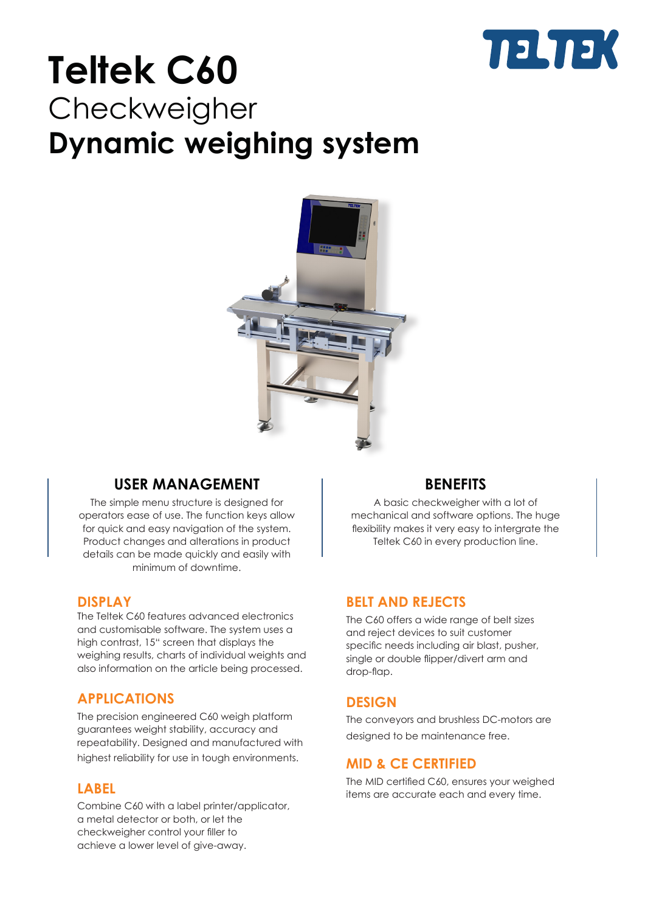# Teltek C60

Checkweigher

**Dynamic weighing system**

## USER MANAGEMENT

The simple menu structure is designed for operators ease of use. The function keys allow for quick and easy navigation of the system. Product changes and alterations in product details can be made quickly and easily with minimum of downtime.

## BENEFITS

A basic checkweigher with a lot of mechanical and software options. The huge flexibility makes it very easy to intergrate the Teltek C60 in every production line.

### DISPLAY

The Teltek C60 features advanced electronics and customisable software. The system uses a high contrast, 15" screen that displays the weighing results, charts of individual weights and also information on the article being processed.

### APPLICATIONS

The precision engineered C60 weigh platform guarantees weight stability, accuracy and repeatability. Designed and manufactured with highest reliability for use in tough environments.

### LABEL

Combine C60 with a label printer/applicator, a metal detector or both, or let the checkweigher control your filler to achieve a lower level of give-away.

### BELT AND REJECTS

The C60 offers a wide range of belt sizes and reject devices to suit customer specific needs including air blast, pusher, single or double flipper/divert arm and drop-flap.

### DESIGN

The conveyors and brushless DC-motors are designed to be maintenance free.

### MID & CE CERTIFIED

The MID certified C60, ensures your weighed items are accurate each and every time.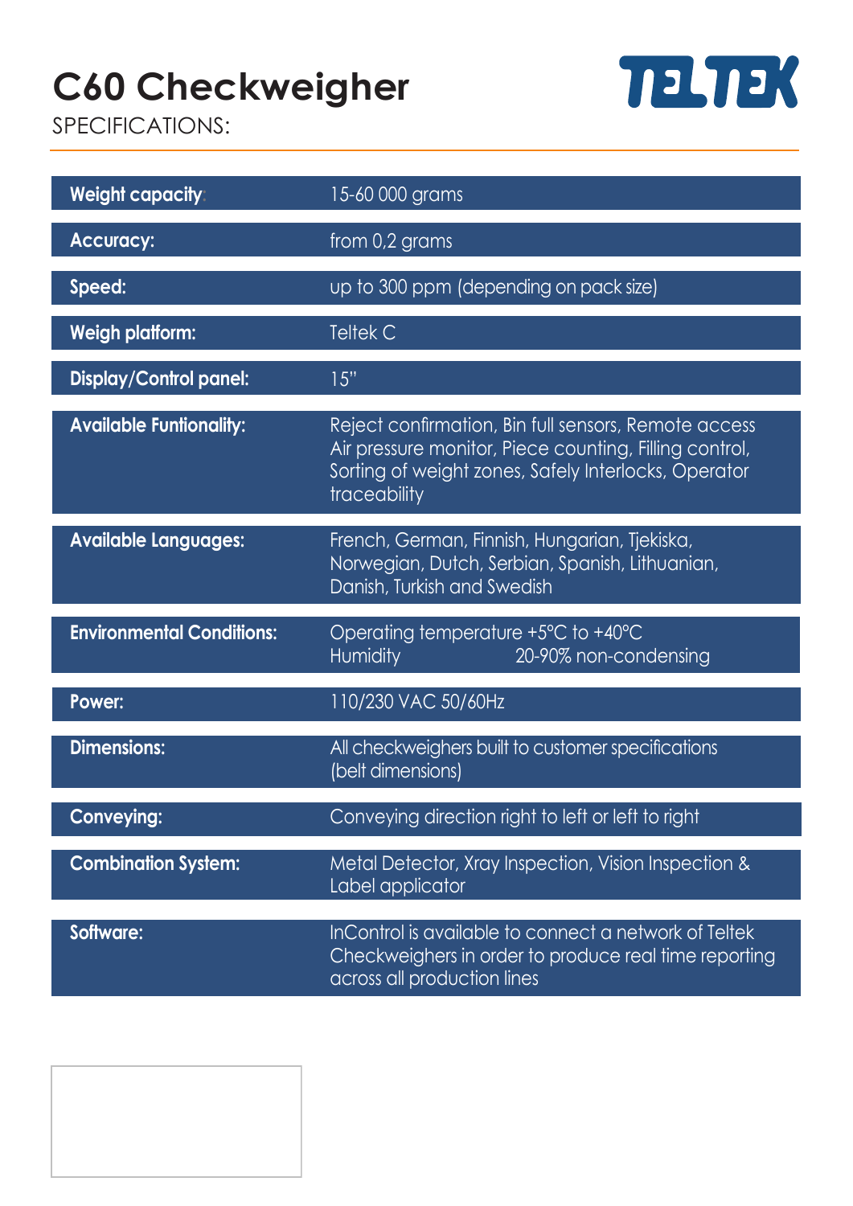# C60 Checkweigher

SPECIFICATIONS:

| | |
|---|---|
| **Weight capacity:** | 15-60 000 grams |
| **Accuracy:** | from 0,2 grams |
| **Speed:** | up to 300 ppm (depending on pack size) |
| **Weigh platform:** | Teltek C |
| **Display/Control panel:** | 15" |
| **Available Funtionality:** | Reject confirmation, Bin full sensors, Remote access Air pressure monitor, Piece counting, Filling control, Sorting of weight zones, Safely Interlocks, Operator traceability |
| **Available Languages:** | French, German, Finnish, Hungarian, Tjekiska, Norwegian, Dutch, Serbian, Spanish, Lithuanian, Danish, Turkish and Swedish |
| **Environmental Conditions:** | Operating temperature +5°C to +40°C<br>Humidity 20-90% non-condensing |
| **Power:** | 110/230 VAC 50/60Hz |
| **Dimensions:** | All checkweighers built to customer specifications (belt dimensions) |
| **Conveying:** | Conveying direction right to left or left to right |
| **Combination System:** | Metal Detector, Xray Inspection, Vision Inspection & Label applicator |
| **Software:** | InControl is available to connect a network of Teltek Checkweighers in order to produce real time reporting across all production lines |